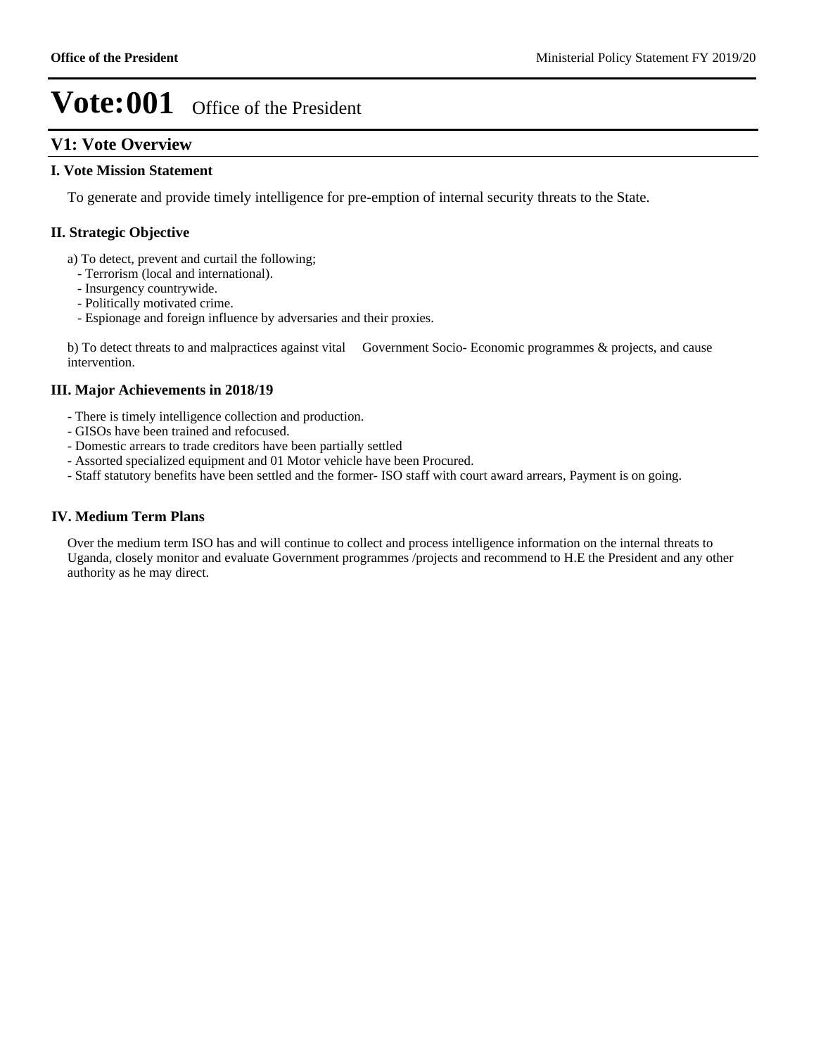# Vote:001 Office of the President

## V1: Vote Overview

### I. Vote Mission Statement

To generate and provide timely intelligence for pre-emption of internal security threats to the State.

### II. Strategic Objective

a) To detect, prevent and curtail the following;
- Terrorism (local and international).
- Insurgency countrywide.
- Politically motivated crime.
- Espionage and foreign influence by adversaries and their proxies.

b) To detect threats to and malpractices against vital Government Socio- Economic programmes & projects, and cause intervention.

### III. Major Achievements in 2018/19

- There is timely intelligence collection and production.
- GISOs have been trained and refocused.
- Domestic arrears to trade creditors have been partially settled
- Assorted specialized equipment and 01 Motor vehicle have been Procured.
- Staff statutory benefits have been settled and the former- ISO staff with court award arrears, Payment is on going.

### IV. Medium Term Plans

Over the medium term ISO has and will continue to collect and process intelligence information on the internal threats to Uganda, closely monitor and evaluate Government programmes /projects and recommend to H.E the President and any other authority as he may direct.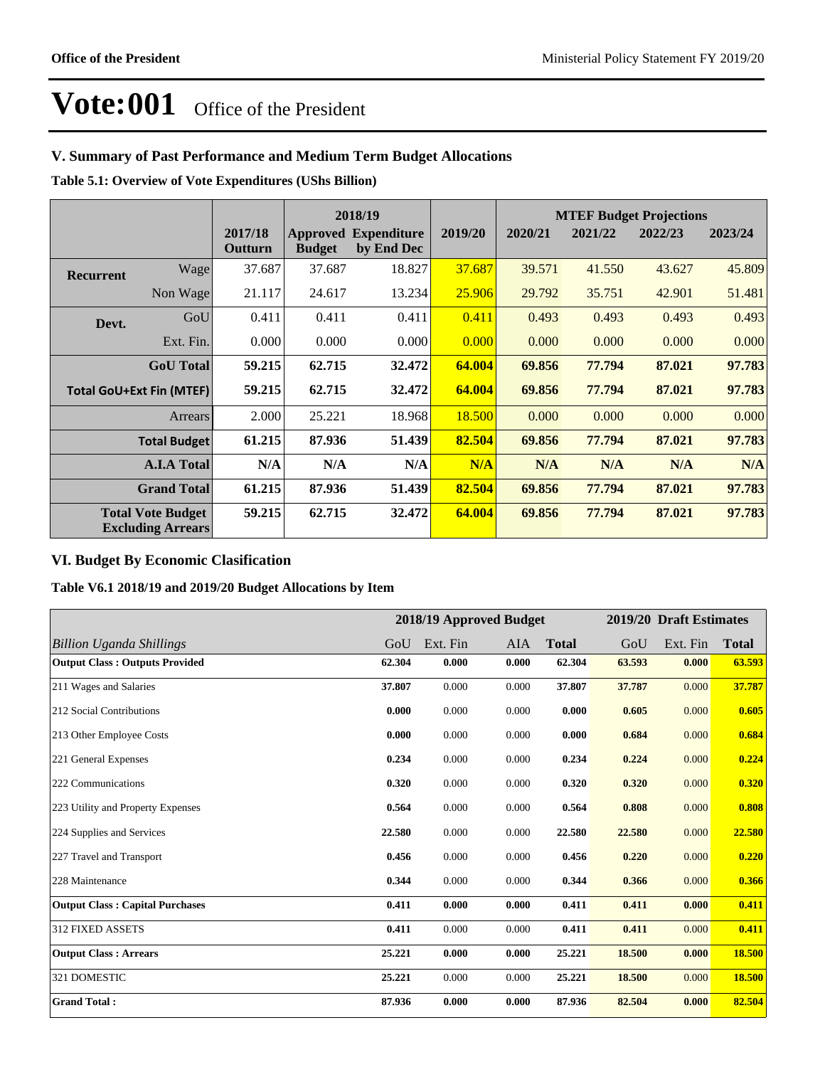# Vote:001 Office of the President

## V. Summary of Past Performance and Medium Term Budget Allocations

**Table 5.1: Overview of Vote Expenditures (UShs Billion)**

| | | | 2018/19 | | | MTEF Budget Projections | | | |
|---|---|---|---|---|---|---|---|---|---|
| | | 2017/18 Outturn | Approved Budget | Expenditure by End Dec | 2019/20 | 2020/21 | 2021/22 | 2022/23 | 2023/24 |
| **Recurrent** | Wage | 37.687 | 37.687 | 18.827 | 37.687 | 39.571 | 41.550 | 43.627 | 45.809 |
| | Non Wage | 21.117 | 24.617 | 13.234 | 25.906 | 29.792 | 35.751 | 42.901 | 51.481 |
| **Devt.** | GoU | 0.411 | 0.411 | 0.411 | 0.411 | 0.493 | 0.493 | 0.493 | 0.493 |
| | Ext. Fin. | 0.000 | 0.000 | 0.000 | 0.000 | 0.000 | 0.000 | 0.000 | 0.000 |
| | **GoU Total** | **59.215** | **62.715** | **32.472** | **64.004** | **69.856** | **77.794** | **87.021** | **97.783** |
| **Total GoU+Ext Fin (MTEF)** | | **59.215** | **62.715** | **32.472** | **64.004** | **69.856** | **77.794** | **87.021** | **97.783** |
| | Arrears | 2.000 | 25.221 | 18.968 | 18.500 | 0.000 | 0.000 | 0.000 | 0.000 |
| | **Total Budget** | **61.215** | **87.936** | **51.439** | **82.504** | **69.856** | **77.794** | **87.021** | **97.783** |
| | **A.I.A Total** | **N/A** | **N/A** | **N/A** | **N/A** | **N/A** | **N/A** | **N/A** | **N/A** |
| | **Grand Total** | **61.215** | **87.936** | **51.439** | **82.504** | **69.856** | **77.794** | **87.021** | **97.783** |
| **Total Vote Budget Excluding Arrears** | | **59.215** | **62.715** | **32.472** | **64.004** | **69.856** | **77.794** | **87.021** | **97.783** |

## VI. Budget By Economic Clasification

**Table V6.1 2018/19 and 2019/20 Budget Allocations by Item**

| | 2018/19 Approved Budget | | | | 2019/20 Draft Estimates | | |
|---|---|---|---|---|---|---|---|
| *Billion Uganda Shillings* | GoU | Ext. Fin | AIA | **Total** | GoU | Ext. Fin | **Total** |
| **Output Class : Outputs Provided** | **62.304** | **0.000** | **0.000** | **62.304** | **63.593** | **0.000** | **63.593** |
| 211 Wages and Salaries | **37.807** | 0.000 | 0.000 | **37.807** | **37.787** | 0.000 | **37.787** |
| 212 Social Contributions | **0.000** | 0.000 | 0.000 | **0.000** | **0.605** | 0.000 | **0.605** |
| 213 Other Employee Costs | **0.000** | 0.000 | 0.000 | **0.000** | **0.684** | 0.000 | **0.684** |
| 221 General Expenses | **0.234** | 0.000 | 0.000 | **0.234** | **0.224** | 0.000 | **0.224** |
| 222 Communications | **0.320** | 0.000 | 0.000 | **0.320** | **0.320** | 0.000 | **0.320** |
| 223 Utility and Property Expenses | **0.564** | 0.000 | 0.000 | **0.564** | **0.808** | 0.000 | **0.808** |
| 224 Supplies and Services | **22.580** | 0.000 | 0.000 | **22.580** | **22.580** | 0.000 | **22.580** |
| 227 Travel and Transport | **0.456** | 0.000 | 0.000 | **0.456** | **0.220** | 0.000 | **0.220** |
| 228 Maintenance | **0.344** | 0.000 | 0.000 | **0.344** | **0.366** | 0.000 | **0.366** |
| **Output Class : Capital Purchases** | **0.411** | **0.000** | **0.000** | **0.411** | **0.411** | **0.000** | **0.411** |
| 312 FIXED ASSETS | **0.411** | 0.000 | 0.000 | **0.411** | **0.411** | 0.000 | **0.411** |
| **Output Class : Arrears** | **25.221** | **0.000** | **0.000** | **25.221** | **18.500** | **0.000** | **18.500** |
| 321 DOMESTIC | **25.221** | 0.000 | 0.000 | **25.221** | **18.500** | 0.000 | **18.500** |
| **Grand Total :** | **87.936** | **0.000** | **0.000** | **87.936** | **82.504** | **0.000** | **82.504** |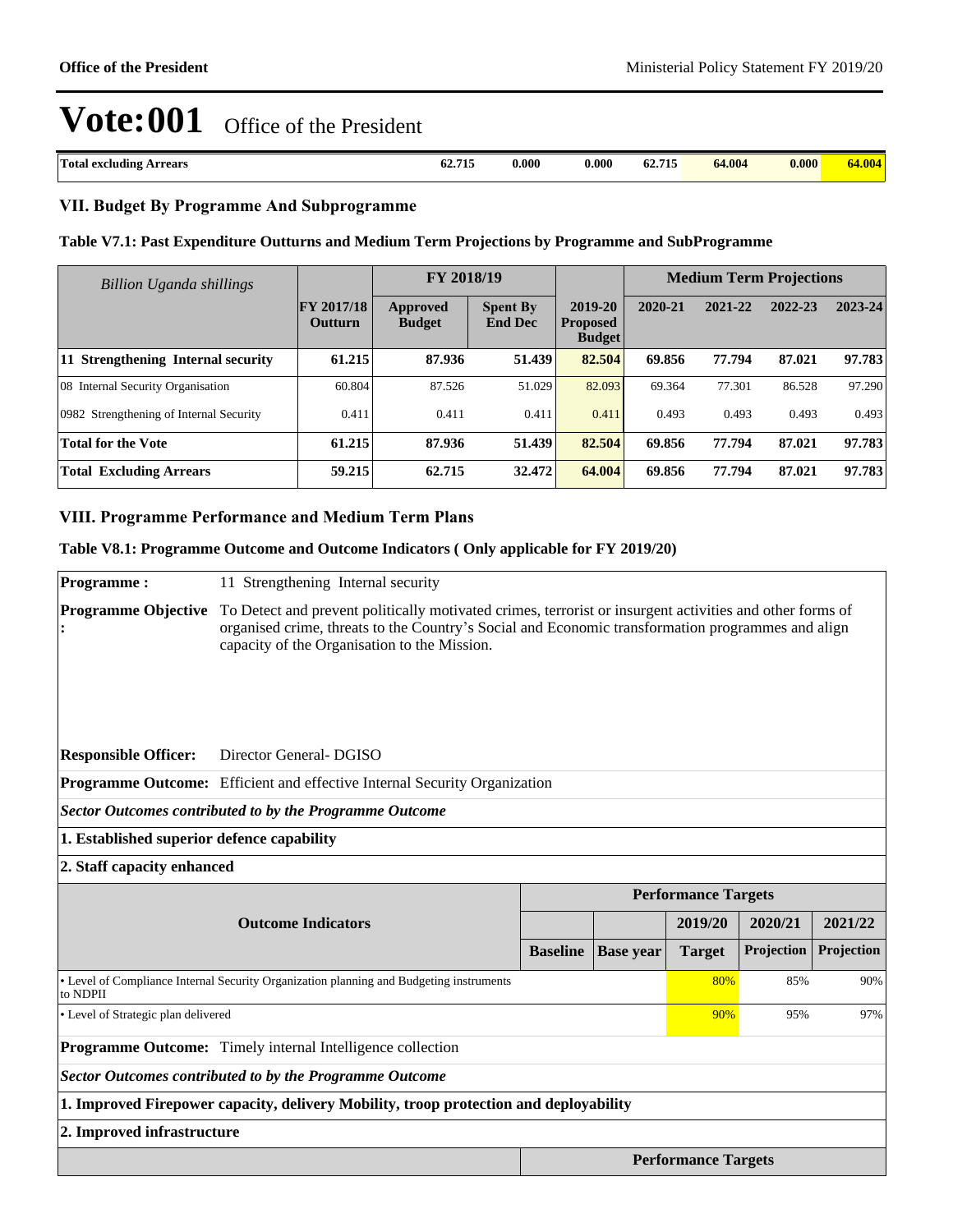# Vote:001 Office of the President

| Total excluding Arrears | 62.715 | 0.000 | 0.000 | 62.715 | 64.004 | 0.000 | 64.004 |
|---|---|---|---|---|---|---|---|

### VII. Budget By Programme And Subprogramme

**Table V7.1: Past Expenditure Outturns and Medium Term Projections by Programme and SubProgramme**

| *Billion Uganda shillings* | | FY 2018/19 | | | Medium Term Projections | | | |
|---|---|---|---|---|---|---|---|---|
| | FY 2017/18 Outturn | Approved Budget | Spent By End Dec | 2019-20 Proposed Budget | 2020-21 | 2021-22 | 2022-23 | 2023-24 |
| **11 Strengthening Internal security** | **61.215** | **87.936** | **51.439** | **82.504** | **69.856** | **77.794** | **87.021** | **97.783** |
| 08 Internal Security Organisation | 60.804 | 87.526 | 51.029 | 82.093 | 69.364 | 77.301 | 86.528 | 97.290 |
| 0982 Strengthening of Internal Security | 0.411 | 0.411 | 0.411 | 0.411 | 0.493 | 0.493 | 0.493 | 0.493 |
| **Total for the Vote** | **61.215** | **87.936** | **51.439** | **82.504** | **69.856** | **77.794** | **87.021** | **97.783** |
| **Total Excluding Arrears** | **59.215** | **62.715** | **32.472** | **64.004** | **69.856** | **77.794** | **87.021** | **97.783** |

### VIII. Programme Performance and Medium Term Plans

**Table V8.1: Programme Outcome and Outcome Indicators ( Only applicable for FY 2019/20)**

**Programme :** 11 Strengthening Internal security

**Programme Objective :** To Detect and prevent politically motivated crimes, terrorist or insurgent activities and other forms of organised crime, threats to the Country's Social and Economic transformation programmes and align capacity of the Organisation to the Mission.

**Responsible Officer:** Director General- DGISO

**Programme Outcome:** Efficient and effective Internal Security Organization

***Sector Outcomes contributed to by the Programme Outcome***

**1. Established superior defence capability**

**2. Staff capacity enhanced**

| Outcome Indicators | Performance Targets | | | | |
|---|---|---|---|---|---|
| | | | 2019/20 | 2020/21 | 2021/22 |
| | Baseline | Base year | Target | Projection | Projection |
| • Level of Compliance Internal Security Organization planning and Budgeting instruments to NDPII | | | 80% | 85% | 90% |
| • Level of Strategic plan delivered | | | 90% | 95% | 97% |

**Programme Outcome:** Timely internal Intelligence collection

***Sector Outcomes contributed to by the Programme Outcome***

**1. Improved Firepower capacity, delivery Mobility, troop protection and deployability**

**2. Improved infrastructure**

| | Performance Targets |
|---|---|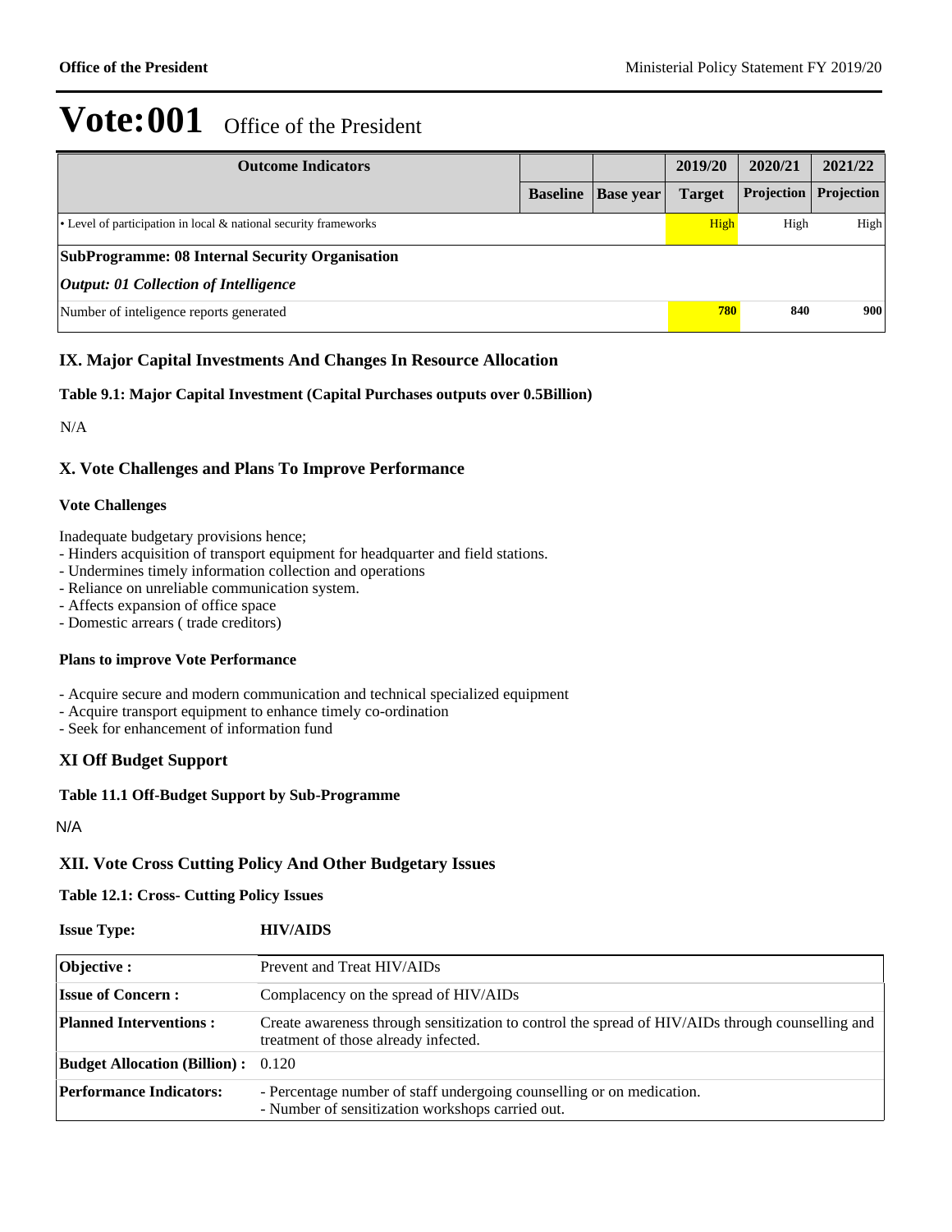# Vote:001 Office of the President

| Outcome Indicators | | | 2019/20 | 2020/21 | 2021/22 |
|---|---|---|---|---|---|
| | Baseline | Base year | Target | Projection | Projection |
| • Level of participation in local & national security frameworks | | | High | High | High |
| **SubProgramme: 08 Internal Security Organisation** | | | | | |
| ***Output: 01 Collection of Intelligence*** | | | | | |
| Number of inteligence reports generated | | | **780** | **840** | **900** |

## IX. Major Capital Investments And Changes In Resource Allocation

**Table 9.1: Major Capital Investment (Capital Purchases outputs over 0.5Billion)**

N/A

## X. Vote Challenges and Plans To Improve Performance

**Vote Challenges**

Inadequate budgetary provisions hence;
- Hinders acquisition of transport equipment for headquarter and field stations.
- Undermines timely information collection and operations
- Reliance on unreliable communication system.
- Affects expansion of office space
- Domestic arrears ( trade creditors)

**Plans to improve Vote Performance**

- Acquire secure and modern communication and technical specialized equipment
- Acquire transport equipment to enhance timely co-ordination
- Seek for enhancement of information fund

## XI Off Budget Support

**Table 11.1 Off-Budget Support by Sub-Programme**

N/A

## XII. Vote Cross Cutting Policy And Other Budgetary Issues

**Table 12.1: Cross- Cutting Policy Issues**

**Issue Type:** **HIV/AIDS**

| | |
|---|---|
| **Objective :** | Prevent and Treat HIV/AIDs |
| **Issue of Concern :** | Complacency on the spread of HIV/AIDs |
| **Planned Interventions :** | Create awareness through sensitization to control the spread of HIV/AIDs through counselling and treatment of those already infected. |
| **Budget Allocation (Billion) :** | 0.120 |
| **Performance Indicators:** | - Percentage number of staff undergoing counselling or on medication.<br>- Number of sensitization workshops carried out. |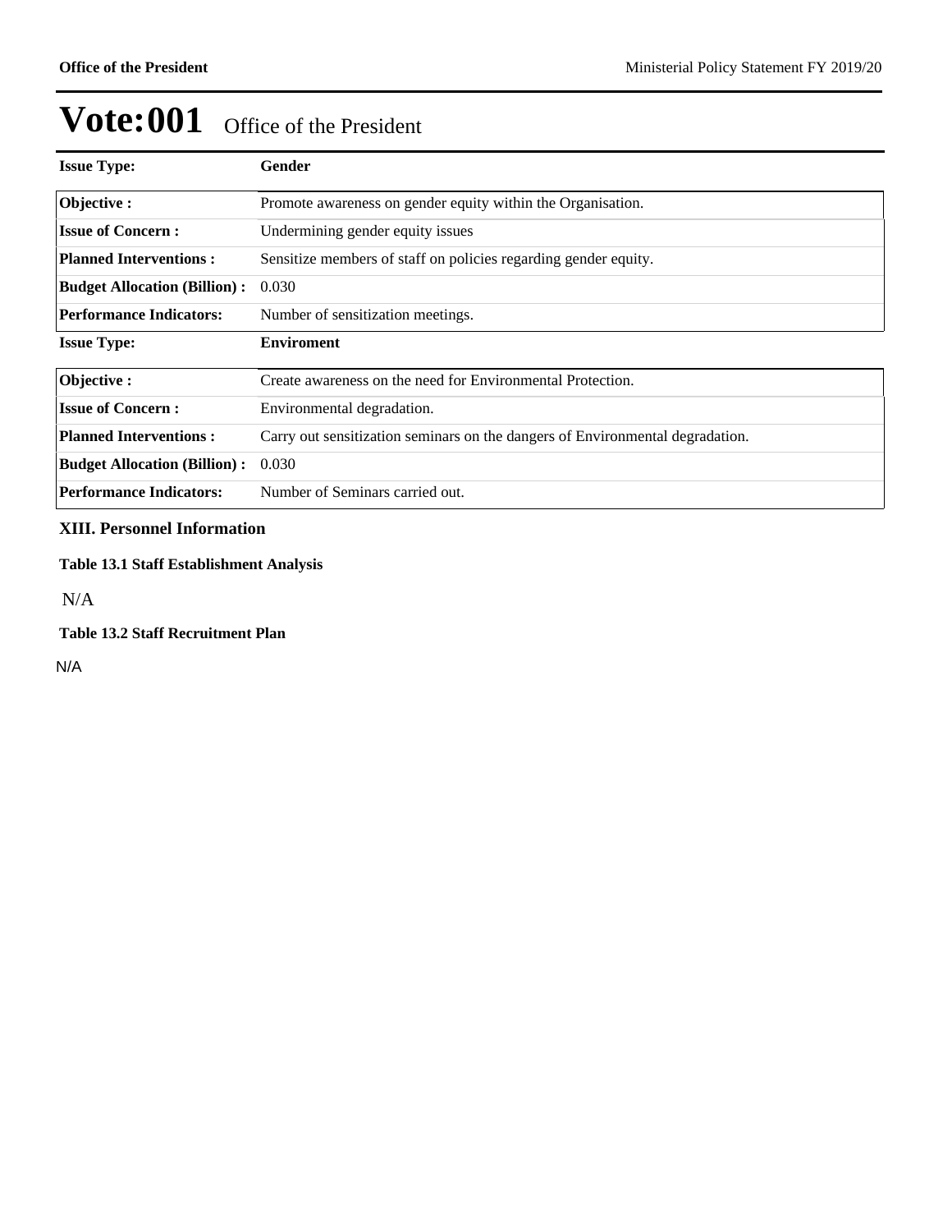# Vote:001 Office of the President

| Issue Type: | Gender |
|---|---|
| Objective : | Promote awareness on gender equity within the Organisation. |
| Issue of Concern : | Undermining gender equity issues |
| Planned Interventions : | Sensitize members of staff on policies regarding gender equity. |
| Budget Allocation (Billion) : | 0.030 |
| Performance Indicators: | Number of sensitization meetings. |

| Issue Type: | Enviroment |
|---|---|
| Objective : | Create awareness on the need for Environmental Protection. |
| Issue of Concern : | Environmental degradation. |
| Planned Interventions : | Carry out sensitization seminars on the dangers of Environmental degradation. |
| Budget Allocation (Billion) : | 0.030 |
| Performance Indicators: | Number of Seminars carried out. |

## XIII. Personnel Information

### Table 13.1 Staff Establishment Analysis

N/A

### Table 13.2 Staff Recruitment Plan

N/A